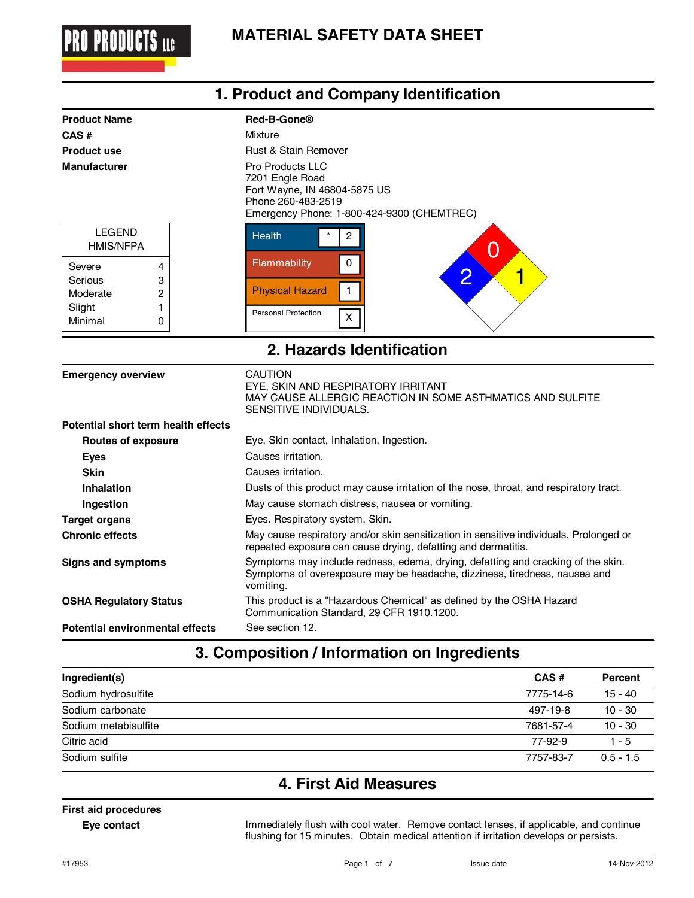PRO PRODUCTS LLC

# MATERIAL SAFETY DATA SHEET

## 1. Product and Company Identification

| | |
|---|---|
| **Product Name** | **Red-B-Gone®** |
| **CAS #** | Mixture |
| **Product use** | Rust & Stain Remover |
| **Manufacturer** | Pro Products LLC<br>7201 Engle Road<br>Fort Wayne, IN 46804-5875 US<br>Phone 260-483-2519<br>Emergency Phone: 1-800-424-9300 (CHEMTREC) |

| LEGEND HMIS/NFPA | |
|---|---|
| Severe | 4 |
| Serious | 3 |
| Moderate | 2 |
| Slight | 1 |
| Minimal | 0 |

| HMIS | | |
|---|---|---|
| Health | * | 2 |
| Flammability | | 0 |
| Physical Hazard | | 1 |
| Personal Protection | | X |

NFPA: Health 2, Flammability 0, Instability 1

## 2. Hazards Identification

| | |
|---|---|
| **Emergency overview** | CAUTION<br>EYE, SKIN AND RESPIRATORY IRRITANT<br>MAY CAUSE ALLERGIC REACTION IN SOME ASTHMATICS AND SULFITE SENSITIVE INDIVIDUALS. |
| **Potential short term health effects** | |
| **Routes of exposure** | Eye, Skin contact, Inhalation, Ingestion. |
| **Eyes** | Causes irritation. |
| **Skin** | Causes irritation. |
| **Inhalation** | Dusts of this product may cause irritation of the nose, throat, and respiratory tract. |
| **Ingestion** | May cause stomach distress, nausea or vomiting. |
| **Target organs** | Eyes. Respiratory system. Skin. |
| **Chronic effects** | May cause respiratory and/or skin sensitization in sensitive individuals. Prolonged or repeated exposure can cause drying, defatting and dermatitis. |
| **Signs and symptoms** | Symptoms may include redness, edema, drying, defatting and cracking of the skin. Symptoms of overexposure may be headache, dizziness, tiredness, nausea and vomiting. |
| **OSHA Regulatory Status** | This product is a "Hazardous Chemical" as defined by the OSHA Hazard Communication Standard, 29 CFR 1910.1200. |
| **Potential environmental effects** | See section 12. |

## 3. Composition / Information on Ingredients

| Ingredient(s) | CAS # | Percent |
|---|---|---|
| Sodium hydrosulfite | 7775-14-6 | 15 - 40 |
| Sodium carbonate | 497-19-8 | 10 - 30 |
| Sodium metabisulfite | 7681-57-4 | 10 - 30 |
| Citric acid | 77-92-9 | 1 - 5 |
| Sodium sulfite | 7757-83-7 | 0.5 - 1.5 |

## 4. First Aid Measures

**First aid procedures**

| | |
|---|---|
| **Eye contact** | Immediately flush with cool water. Remove contact lenses, if applicable, and continue flushing for 15 minutes. Obtain medical attention if irritation develops or persists. |

#17953 Issue date 14-Nov-2012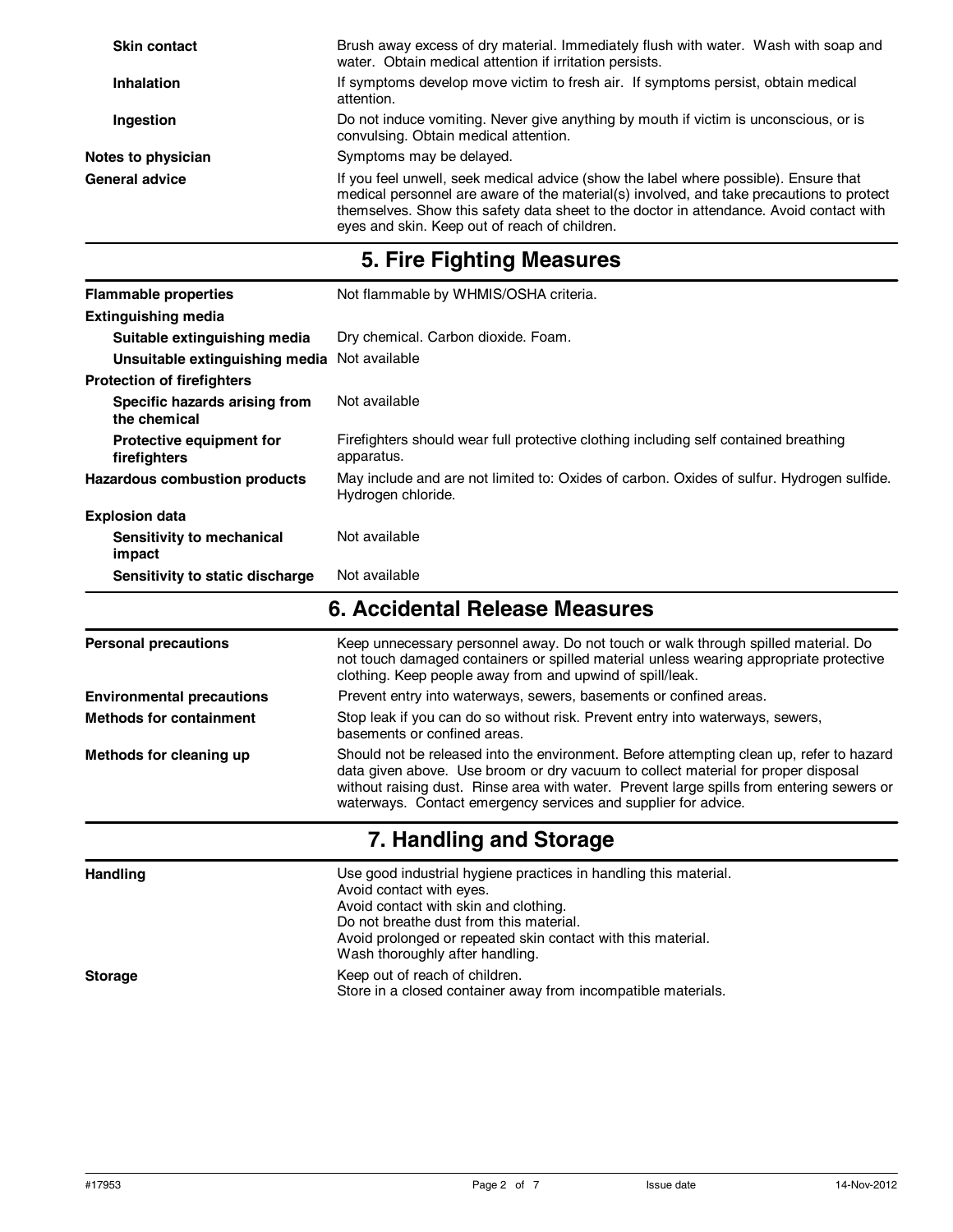| | |
|---|---|
| **Skin contact** | Brush away excess of dry material. Immediately flush with water. Wash with soap and water. Obtain medical attention if irritation persists. |
| **Inhalation** | If symptoms develop move victim to fresh air. If symptoms persist, obtain medical attention. |
| **Ingestion** | Do not induce vomiting. Never give anything by mouth if victim is unconscious, or is convulsing. Obtain medical attention. |
| **Notes to physician** | Symptoms may be delayed. |
| **General advice** | If you feel unwell, seek medical advice (show the label where possible). Ensure that medical personnel are aware of the material(s) involved, and take precautions to protect themselves. Show this safety data sheet to the doctor in attendance. Avoid contact with eyes and skin. Keep out of reach of children. |

## 5. Fire Fighting Measures

| | |
|---|---|
| **Flammable properties** | Not flammable by WHMIS/OSHA criteria. |
| **Extinguishing media** | |
| **Suitable extinguishing media** | Dry chemical. Carbon dioxide. Foam. |
| **Unsuitable extinguishing media** | Not available |
| **Protection of firefighters** | |
| **Specific hazards arising from the chemical** | Not available |
| **Protective equipment for firefighters** | Firefighters should wear full protective clothing including self contained breathing apparatus. |
| **Hazardous combustion products** | May include and are not limited to: Oxides of carbon. Oxides of sulfur. Hydrogen sulfide. Hydrogen chloride. |
| **Explosion data** | |
| **Sensitivity to mechanical impact** | Not available |
| **Sensitivity to static discharge** | Not available |

## 6. Accidental Release Measures

| | |
|---|---|
| **Personal precautions** | Keep unnecessary personnel away. Do not touch or walk through spilled material. Do not touch damaged containers or spilled material unless wearing appropriate protective clothing. Keep people away from and upwind of spill/leak. |
| **Environmental precautions** | Prevent entry into waterways, sewers, basements or confined areas. |
| **Methods for containment** | Stop leak if you can do so without risk. Prevent entry into waterways, sewers, basements or confined areas. |
| **Methods for cleaning up** | Should not be released into the environment. Before attempting clean up, refer to hazard data given above. Use broom or dry vacuum to collect material for proper disposal without raising dust. Rinse area with water. Prevent large spills from entering sewers or waterways. Contact emergency services and supplier for advice. |

## 7. Handling and Storage

| | |
|---|---|
| **Handling** | Use good industrial hygiene practices in handling this material.<br>Avoid contact with eyes.<br>Avoid contact with skin and clothing.<br>Do not breathe dust from this material.<br>Avoid prolonged or repeated skin contact with this material.<br>Wash thoroughly after handling. |
| **Storage** | Keep out of reach of children.<br>Store in a closed container away from incompatible materials. |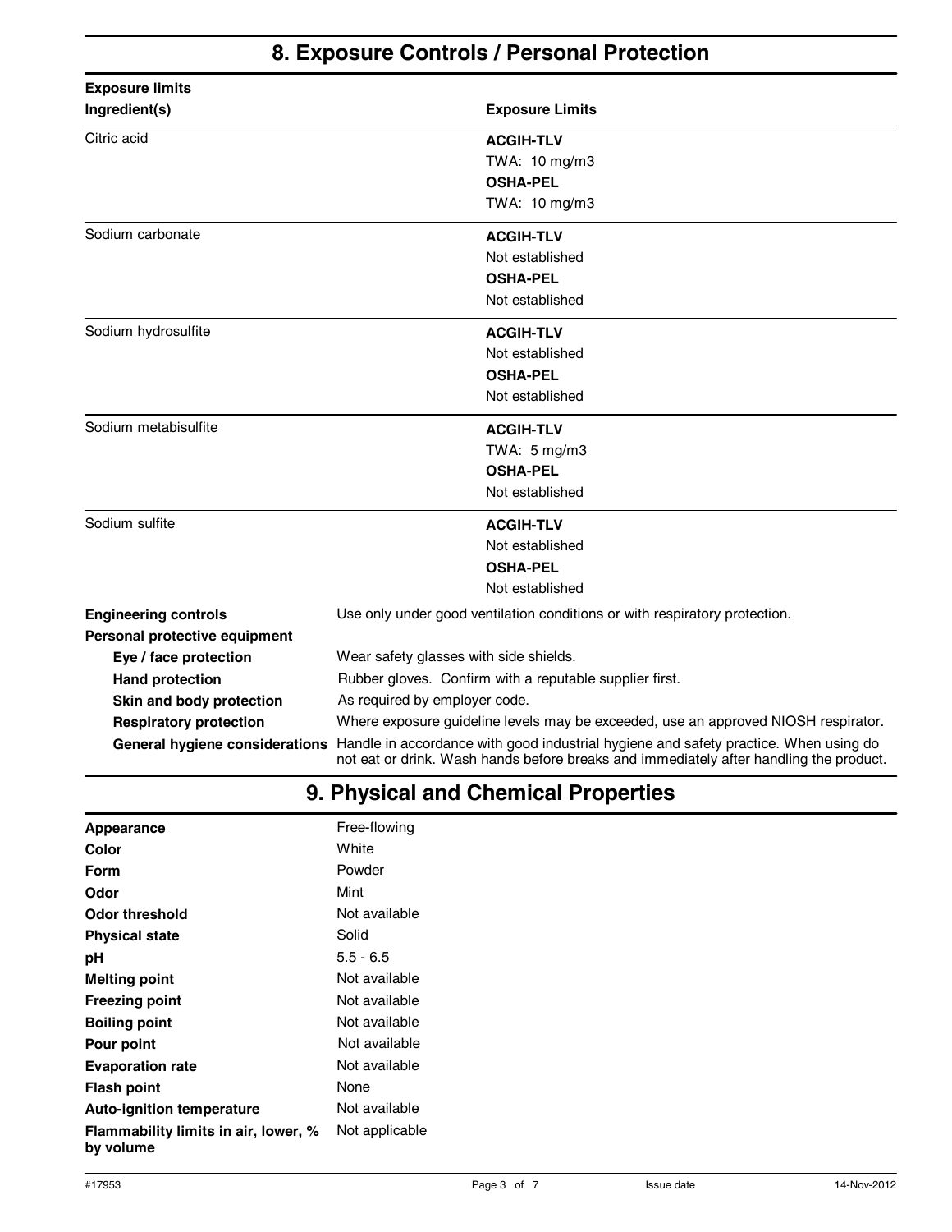## 8. Exposure Controls / Personal Protection

**Exposure limits**

| Ingredient(s) | Exposure Limits |
|---|---|
| Citric acid | **ACGIH-TLV**<br>TWA: 10 mg/m3<br>**OSHA-PEL**<br>TWA: 10 mg/m3 |
| Sodium carbonate | **ACGIH-TLV**<br>Not established<br>**OSHA-PEL**<br>Not established |
| Sodium hydrosulfite | **ACGIH-TLV**<br>Not established<br>**OSHA-PEL**<br>Not established |
| Sodium metabisulfite | **ACGIH-TLV**<br>TWA: 5 mg/m3<br>**OSHA-PEL**<br>Not established |
| Sodium sulfite | **ACGIH-TLV**<br>Not established<br>**OSHA-PEL**<br>Not established |

**Engineering controls** Use only under good ventilation conditions or with respiratory protection.

**Personal protective equipment**

- **Eye / face protection** Wear safety glasses with side shields.
- **Hand protection** Rubber gloves. Confirm with a reputable supplier first.
- **Skin and body protection** As required by employer code.
- **Respiratory protection** Where exposure guideline levels may be exceeded, use an approved NIOSH respirator.
- **General hygiene considerations** Handle in accordance with good industrial hygiene and safety practice. When using do not eat or drink. Wash hands before breaks and immediately after handling the product.

## 9. Physical and Chemical Properties

| | |
|---|---|
| **Appearance** | Free-flowing |
| **Color** | White |
| **Form** | Powder |
| **Odor** | Mint |
| **Odor threshold** | Not available |
| **Physical state** | Solid |
| **pH** | 5.5 - 6.5 |
| **Melting point** | Not available |
| **Freezing point** | Not available |
| **Boiling point** | Not available |
| **Pour point** | Not available |
| **Evaporation rate** | Not available |
| **Flash point** | None |
| **Auto-ignition temperature** | Not available |
| **Flammability limits in air, lower, % by volume** | Not applicable |

#17953 Issue date 14-Nov-2012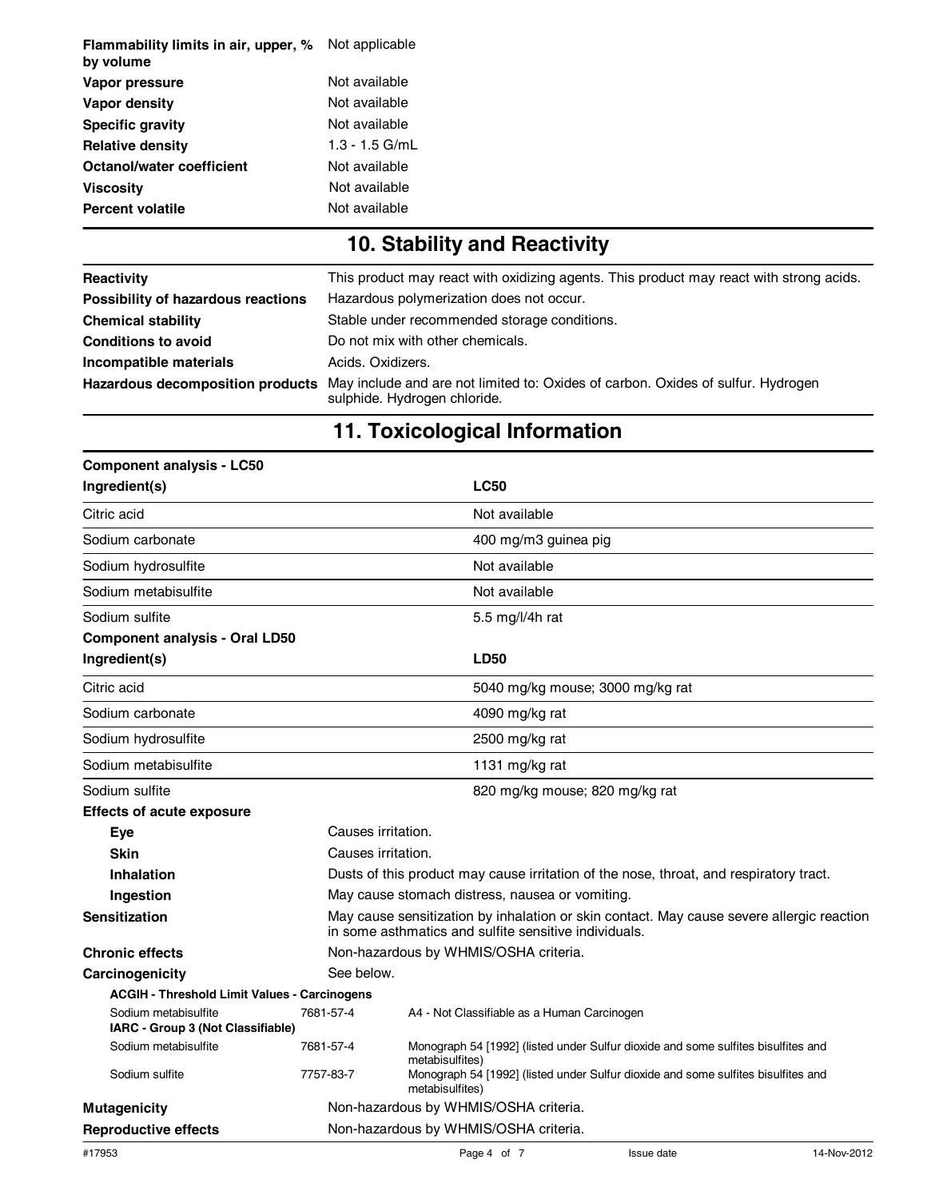| | |
|---|---|
| **Flammability limits in air, upper, % by volume** | Not applicable |
| **Vapor pressure** | Not available |
| **Vapor density** | Not available |
| **Specific gravity** | Not available |
| **Relative density** | 1.3 - 1.5 G/mL |
| **Octanol/water coefficient** | Not available |
| **Viscosity** | Not available |
| **Percent volatile** | Not available |

## 10. Stability and Reactivity

| | |
|---|---|
| **Reactivity** | This product may react with oxidizing agents. This product may react with strong acids. |
| **Possibility of hazardous reactions** | Hazardous polymerization does not occur. |
| **Chemical stability** | Stable under recommended storage conditions. |
| **Conditions to avoid** | Do not mix with other chemicals. |
| **Incompatible materials** | Acids. Oxidizers. |
| **Hazardous decomposition products** | May include and are not limited to: Oxides of carbon. Oxides of sulfur. Hydrogen sulphide. Hydrogen chloride. |

## 11. Toxicological Information

**Component analysis - LC50**

| Ingredient(s) | LC50 |
|---|---|
| Citric acid | Not available |
| Sodium carbonate | 400 mg/m3 guinea pig |
| Sodium hydrosulfite | Not available |
| Sodium metabisulfite | Not available |
| Sodium sulfite | 5.5 mg/l/4h rat |

**Component analysis - Oral LD50**

| Ingredient(s) | LD50 |
|---|---|
| Citric acid | 5040 mg/kg mouse; 3000 mg/kg rat |
| Sodium carbonate | 4090 mg/kg rat |
| Sodium hydrosulfite | 2500 mg/kg rat |
| Sodium metabisulfite | 1131 mg/kg rat |
| Sodium sulfite | 820 mg/kg mouse; 820 mg/kg rat |

**Effects of acute exposure**

| | |
|---|---|
| **Eye** | Causes irritation. |
| **Skin** | Causes irritation. |
| **Inhalation** | Dusts of this product may cause irritation of the nose, throat, and respiratory tract. |
| **Ingestion** | May cause stomach distress, nausea or vomiting. |
| **Sensitization** | May cause sensitization by inhalation or skin contact. May cause severe allergic reaction in some asthmatics and sulfite sensitive individuals. |
| **Chronic effects** | Non-hazardous by WHMIS/OSHA criteria. |
| **Carcinogenicity** | See below. |

**ACGIH - Threshold Limit Values - Carcinogens**

| | | |
|---|---|---|
| Sodium metabisulfite | 7681-57-4 | A4 - Not Classifiable as a Human Carcinogen |

**IARC - Group 3 (Not Classifiable)**

| | | |
|---|---|---|
| Sodium metabisulfite | 7681-57-4 | Monograph 54 [1992] (listed under Sulfur dioxide and some sulfites bisulfites and metabisulfites) |
| Sodium sulfite | 7757-83-7 | Monograph 54 [1992] (listed under Sulfur dioxide and some sulfites bisulfites and metabisulfites) |

| | |
|---|---|
| **Mutagenicity** | Non-hazardous by WHMIS/OSHA criteria. |
| **Reproductive effects** | Non-hazardous by WHMIS/OSHA criteria. |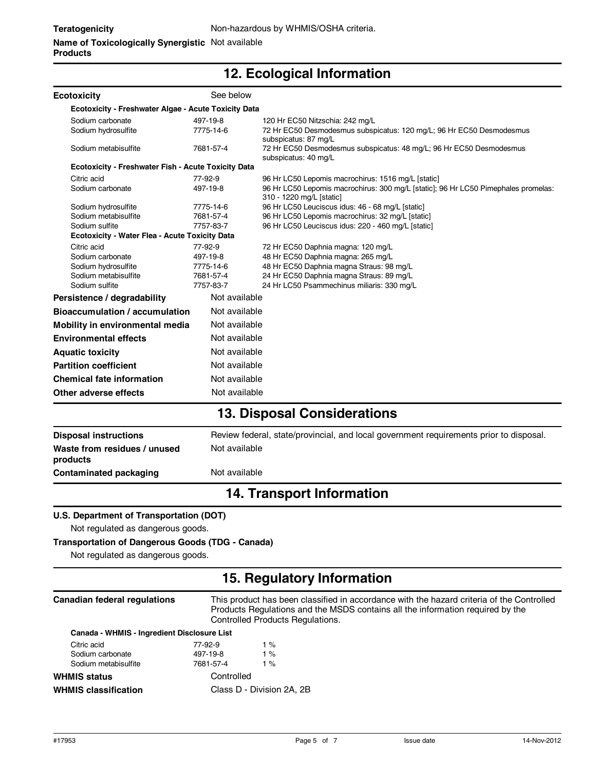**Teratogenicity** Non-hazardous by WHMIS/OSHA criteria.

**Name of Toxicologically Synergistic Products** Not available

## 12. Ecological Information

**Ecotoxicity** See below

**Ecotoxicity - Freshwater Algae - Acute Toxicity Data**

| | | |
|---|---|---|
| Sodium carbonate | 497-19-8 | 120 Hr EC50 Nitzschia: 242 mg/L |
| Sodium hydrosulfite | 7775-14-6 | 72 Hr EC50 Desmodesmus subspicatus: 120 mg/L; 96 Hr EC50 Desmodesmus subspicatus: 87 mg/L |
| Sodium metabisulfite | 7681-57-4 | 72 Hr EC50 Desmodesmus subspicatus: 48 mg/L; 96 Hr EC50 Desmodesmus subspicatus: 40 mg/L |

**Ecotoxicity - Freshwater Fish - Acute Toxicity Data**

| | | |
|---|---|---|
| Citric acid | 77-92-9 | 96 Hr LC50 Lepomis macrochirus: 1516 mg/L [static] |
| Sodium carbonate | 497-19-8 | 96 Hr LC50 Lepomis macrochirus: 300 mg/L [static]; 96 Hr LC50 Pimephales promelas: 310 - 1220 mg/L [static] |
| Sodium hydrosulfite | 7775-14-6 | 96 Hr LC50 Leuciscus idus: 46 - 68 mg/L [static] |
| Sodium metabisulfite | 7681-57-4 | 96 Hr LC50 Lepomis macrochirus: 32 mg/L [static] |
| Sodium sulfite | 7757-83-7 | 96 Hr LC50 Leuciscus idus: 220 - 460 mg/L [static] |

**Ecotoxicity - Water Flea - Acute Toxicity Data**

| | | |
|---|---|---|
| Citric acid | 77-92-9 | 72 Hr EC50 Daphnia magna: 120 mg/L |
| Sodium carbonate | 497-19-8 | 48 Hr EC50 Daphnia magna: 265 mg/L |
| Sodium hydrosulfite | 7775-14-6 | 48 Hr EC50 Daphnia magna Straus: 98 mg/L |
| Sodium metabisulfite | 7681-57-4 | 24 Hr EC50 Daphnia magna Straus: 89 mg/L |
| Sodium sulfite | 7757-83-7 | 24 Hr LC50 Psammechinus miliaris: 330 mg/L |

**Persistence / degradability** Not available

**Bioaccumulation / accumulation** Not available

**Mobility in environmental media** Not available

**Environmental effects** Not available

**Aquatic toxicity** Not available

**Partition coefficient** Not available

**Chemical fate information** Not available

**Other adverse effects** Not available

## 13. Disposal Considerations

**Disposal instructions** Review federal, state/provincial, and local government requirements prior to disposal.

**Waste from residues / unused products** Not available

**Contaminated packaging** Not available

## 14. Transport Information

**U.S. Department of Transportation (DOT)**

Not regulated as dangerous goods.

**Transportation of Dangerous Goods (TDG - Canada)**

Not regulated as dangerous goods.

## 15. Regulatory Information

**Canadian federal regulations** This product has been classified in accordance with the hazard criteria of the Controlled Products Regulations and the MSDS contains all the information required by the Controlled Products Regulations.

**Canada - WHMIS - Ingredient Disclosure List**

| | | |
|---|---|---|
| Citric acid | 77-92-9 | 1 % |
| Sodium carbonate | 497-19-8 | 1 % |
| Sodium metabisulfite | 7681-57-4 | 1 % |

**WHMIS status** Controlled

**WHMIS classification** Class D - Division 2A, 2B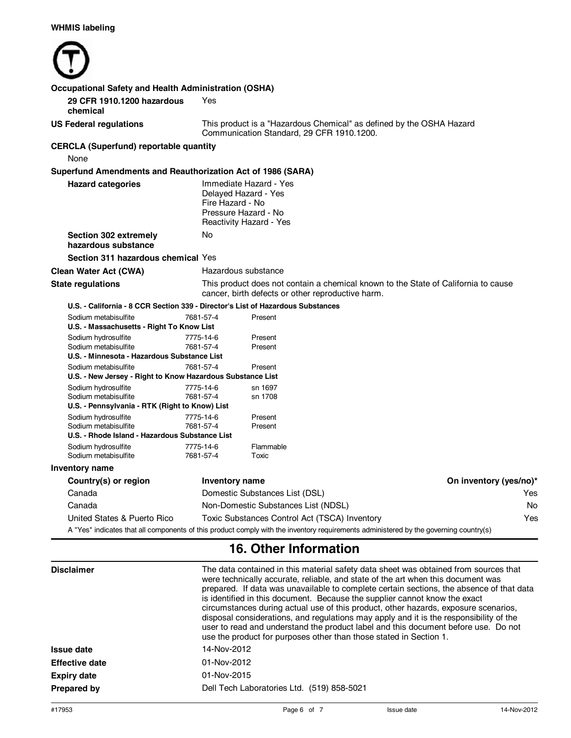**WHMIS labeling**

**Occupational Safety and Health Administration (OSHA)**

| | |
|---|---|
| **29 CFR 1910.1200 hazardous chemical** | Yes |
| **US Federal regulations** | This product is a "Hazardous Chemical" as defined by the OSHA Hazard Communication Standard, 29 CFR 1910.1200. |

**CERCLA (Superfund) reportable quantity**

None

**Superfund Amendments and Reauthorization Act of 1986 (SARA)**

| | |
|---|---|
| **Hazard categories** | Immediate Hazard - Yes<br>Delayed Hazard - Yes<br>Fire Hazard - No<br>Pressure Hazard - No<br>Reactivity Hazard - Yes |
| **Section 302 extremely hazardous substance** | No |
| **Section 311 hazardous chemical** | Yes |
| **Clean Water Act (CWA)** | Hazardous substance |
| **State regulations** | This product does not contain a chemical known to the State of California to cause cancer, birth defects or other reproductive harm. |

**U.S. - California - 8 CCR Section 339 - Director's List of Hazardous Substances**

| | | |
|---|---|---|
| Sodium metabisulfite | 7681-57-4 | Present |

**U.S. - Massachusetts - Right To Know List**

| | | |
|---|---|---|
| Sodium hydrosulfite | 7775-14-6 | Present |
| Sodium metabisulfite | 7681-57-4 | Present |

**U.S. - Minnesota - Hazardous Substance List**

| | | |
|---|---|---|
| Sodium metabisulfite | 7681-57-4 | Present |

**U.S. - New Jersey - Right to Know Hazardous Substance List**

| | | |
|---|---|---|
| Sodium hydrosulfite | 7775-14-6 | sn 1697 |
| Sodium metabisulfite | 7681-57-4 | sn 1708 |

**U.S. - Pennsylvania - RTK (Right to Know) List**

| | | |
|---|---|---|
| Sodium hydrosulfite | 7775-14-6 | Present |
| Sodium metabisulfite | 7681-57-4 | Present |

**U.S. - Rhode Island - Hazardous Substance List**

| | | |
|---|---|---|
| Sodium hydrosulfite | 7775-14-6 | Flammable |
| Sodium metabisulfite | 7681-57-4 | Toxic |

**Inventory name**

| Country(s) or region | Inventory name | On inventory (yes/no)* |
|---|---|---|
| Canada | Domestic Substances List (DSL) | Yes |
| Canada | Non-Domestic Substances List (NDSL) | No |
| United States & Puerto Rico | Toxic Substances Control Act (TSCA) Inventory | Yes |

A "Yes" indicates that all components of this product comply with the inventory requirements administered by the governing country(s)

## 16. Other Information

| | |
|---|---|
| **Disclaimer** | The data contained in this material safety data sheet was obtained from sources that were technically accurate, reliable, and state of the art when this document was prepared. If data was unavailable to complete certain sections, the absence of that data is identified in this document. Because the supplier cannot know the exact circumstances during actual use of this product, other hazards, exposure scenarios, disposal considerations, and regulations may apply and it is the responsibility of the user to read and understand the product label and this document before use. Do not use the product for purposes other than those stated in Section 1. |
| **Issue date** | 14-Nov-2012 |
| **Effective date** | 01-Nov-2012 |
| **Expiry date** | 01-Nov-2015 |
| **Prepared by** | Dell Tech Laboratories Ltd. (519) 858-5021 |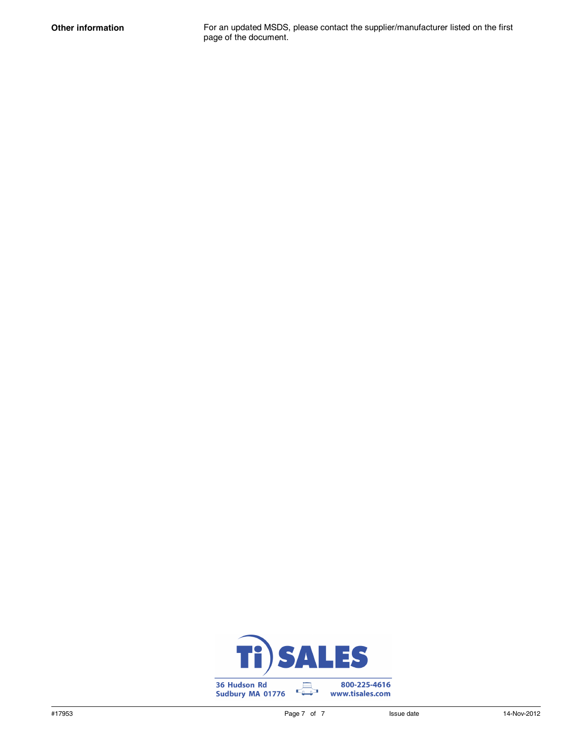**Other information** For an updated MSDS, please contact the supplier/manufacturer listed on the first page of the document.

Ti SALES

36 Hudson Rd
Sudbury MA 01776

800-225-4616
www.tisales.com